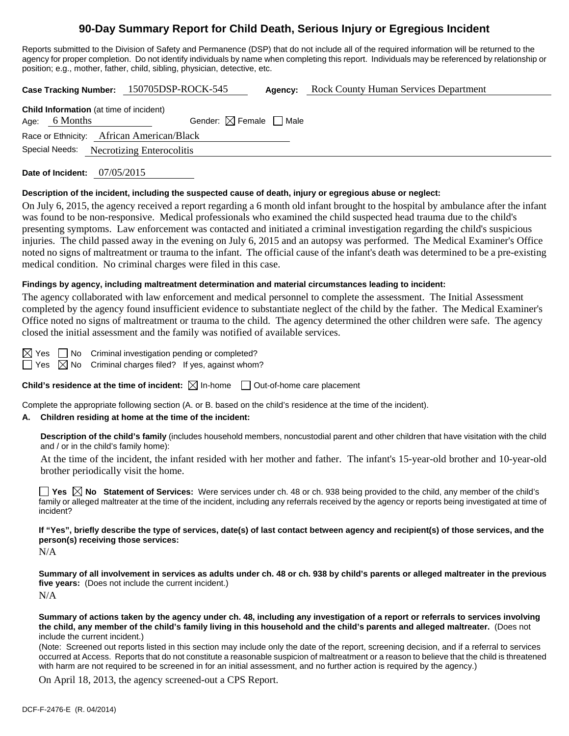# 90-Day Summary Report for Child Death, Serious Injury or Egregious Incident

Reports submitted to the Division of Safety and Permanence (DSP) that do not include all of the required information will be returned to the agency for proper completion. Do not identify individuals by name when completing this report. Individuals may be referenced by relationship or position; e.g., mother, father, child, sibling, physician, detective, etc.

**Case Tracking Number:** 150705DSP-ROCK-545 **Agency:** Rock County Human Services Department

**Child Information** (at time of incident)

Age: 6 Months Gender: ☒ Female ☐ Male

Race or Ethnicity: African American/Black

Special Needs: Necrotizing Enterocolitis

**Date of Incident:** 07/05/2015

**Description of the incident, including the suspected cause of death, injury or egregious abuse or neglect:**

On July 6, 2015, the agency received a report regarding a 6 month old infant brought to the hospital by ambulance after the infant was found to be non-responsive. Medical professionals who examined the child suspected head trauma due to the child's presenting symptoms. Law enforcement was contacted and initiated a criminal investigation regarding the child's suspicious injuries. The child passed away in the evening on July 6, 2015 and an autopsy was performed. The Medical Examiner's Office noted no signs of maltreatment or trauma to the infant. The official cause of the infant's death was determined to be a pre-existing medical condition. No criminal charges were filed in this case.

**Findings by agency, including maltreatment determination and material circumstances leading to incident:**

The agency collaborated with law enforcement and medical personnel to complete the assessment. The Initial Assessment completed by the agency found insufficient evidence to substantiate neglect of the child by the father. The Medical Examiner's Office noted no signs of maltreatment or trauma to the child. The agency determined the other children were safe. The agency closed the initial assessment and the family was notified of available services.

☒ Yes ☐ No Criminal investigation pending or completed?

☐ Yes ☒ No Criminal charges filed? If yes, against whom?

**Child's residence at the time of incident:** ☒ In-home ☐ Out-of-home care placement

Complete the appropriate following section (A. or B. based on the child's residence at the time of the incident).

**A. Children residing at home at the time of the incident:**

**Description of the child's family** (includes household members, noncustodial parent and other children that have visitation with the child and / or in the child's family home):

At the time of the incident, the infant resided with her mother and father. The infant's 15-year-old brother and 10-year-old brother periodically visit the home.

☐ **Yes** ☒ **No Statement of Services:** Were services under ch. 48 or ch. 938 being provided to the child, any member of the child's family or alleged maltreater at the time of the incident, including any referrals received by the agency or reports being investigated at time of incident?

**If "Yes", briefly describe the type of services, date(s) of last contact between agency and recipient(s) of those services, and the person(s) receiving those services:**

N/A

**Summary of all involvement in services as adults under ch. 48 or ch. 938 by child's parents or alleged maltreater in the previous five years:** (Does not include the current incident.)

N/A

**Summary of actions taken by the agency under ch. 48, including any investigation of a report or referrals to services involving the child, any member of the child's family living in this household and the child's parents and alleged maltreater.** (Does not include the current incident.)

(Note: Screened out reports listed in this section may include only the date of the report, screening decision, and if a referral to services occurred at Access. Reports that do not constitute a reasonable suspicion of maltreatment or a reason to believe that the child is threatened with harm are not required to be screened in for an initial assessment, and no further action is required by the agency.)

On April 18, 2013, the agency screened-out a CPS Report.

DCF-F-2476-E (R. 04/2014)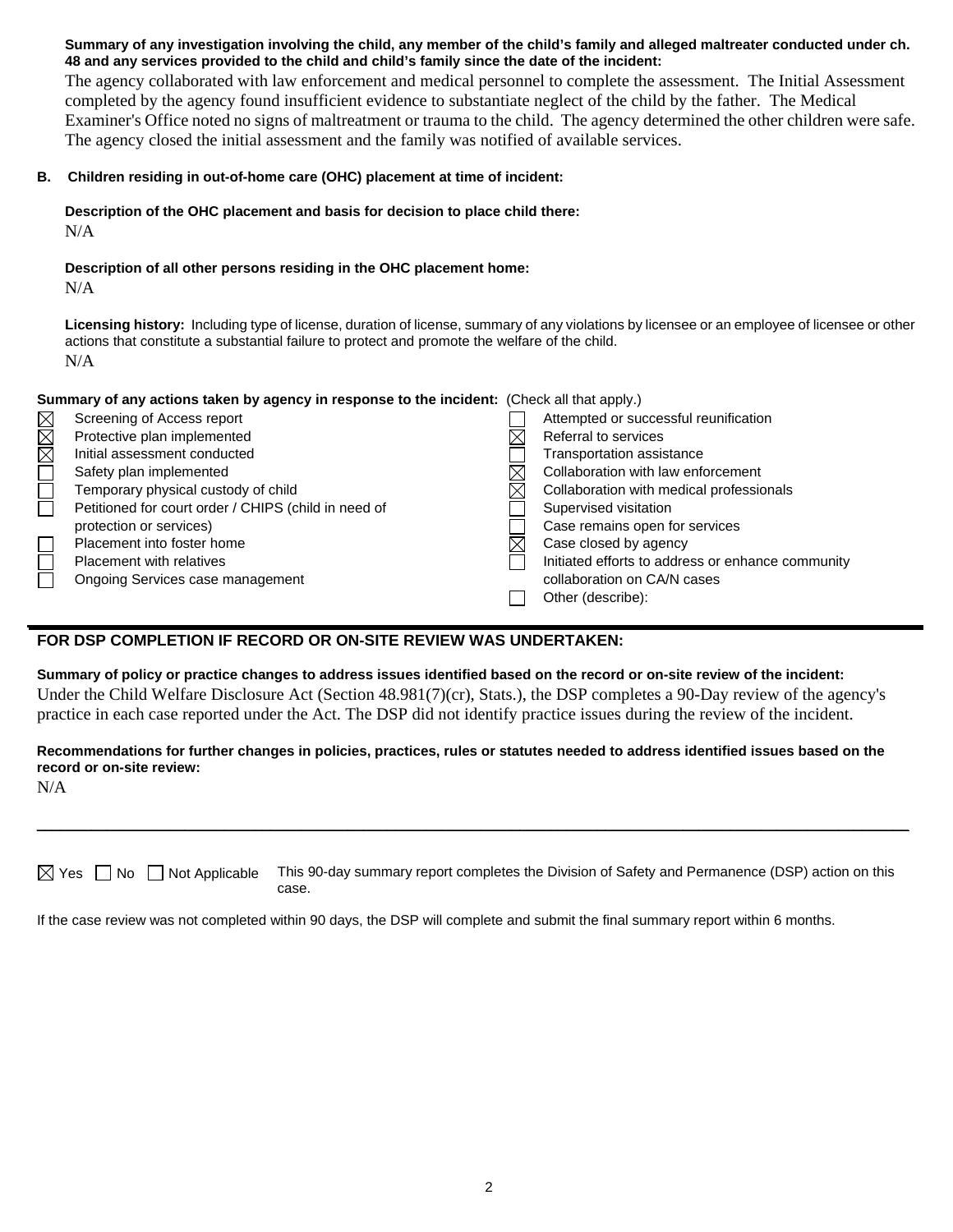**Summary of any investigation involving the child, any member of the child's family and alleged maltreater conducted under ch. 48 and any services provided to the child and child's family since the date of the incident:**

The agency collaborated with law enforcement and medical personnel to complete the assessment. The Initial Assessment completed by the agency found insufficient evidence to substantiate neglect of the child by the father. The Medical Examiner's Office noted no signs of maltreatment or trauma to the child. The agency determined the other children were safe. The agency closed the initial assessment and the family was notified of available services.

**B. Children residing in out-of-home care (OHC) placement at time of incident:**

**Description of the OHC placement and basis for decision to place child there:**
N/A

**Description of all other persons residing in the OHC placement home:**
N/A

**Licensing history:** Including type of license, duration of license, summary of any violations by licensee or an employee of licensee or other actions that constitute a substantial failure to protect and promote the welfare of the child.
N/A

**Summary of any actions taken by agency in response to the incident:** (Check all that apply.)

- ☒ Screening of Access report
- ☒ Protective plan implemented
- ☒ Initial assessment conducted
- ☐ Safety plan implemented
- ☐ Temporary physical custody of child
- ☐ Petitioned for court order / CHIPS (child in need of protection or services)
- ☐ Placement into foster home
- ☐ Placement with relatives
- ☐ Ongoing Services case management
- ☐ Attempted or successful reunification
- ☒ Referral to services
- ☐ Transportation assistance
- ☒ Collaboration with law enforcement
- ☒ Collaboration with medical professionals
- ☐ Supervised visitation
- ☐ Case remains open for services
- ☒ Case closed by agency
- ☐ Initiated efforts to address or enhance community collaboration on CA/N cases
- ☐ Other (describe):

## FOR DSP COMPLETION IF RECORD OR ON-SITE REVIEW WAS UNDERTAKEN:

**Summary of policy or practice changes to address issues identified based on the record or on-site review of the incident:**
Under the Child Welfare Disclosure Act (Section 48.981(7)(cr), Stats.), the DSP completes a 90-Day review of the agency's practice in each case reported under the Act. The DSP did not identify practice issues during the review of the incident.

**Recommendations for further changes in policies, practices, rules or statutes needed to address identified issues based on the record or on-site review:**
N/A

---

☒ Yes ☐ No ☐ Not Applicable This 90-day summary report completes the Division of Safety and Permanence (DSP) action on this case.

If the case review was not completed within 90 days, the DSP will complete and submit the final summary report within 6 months.